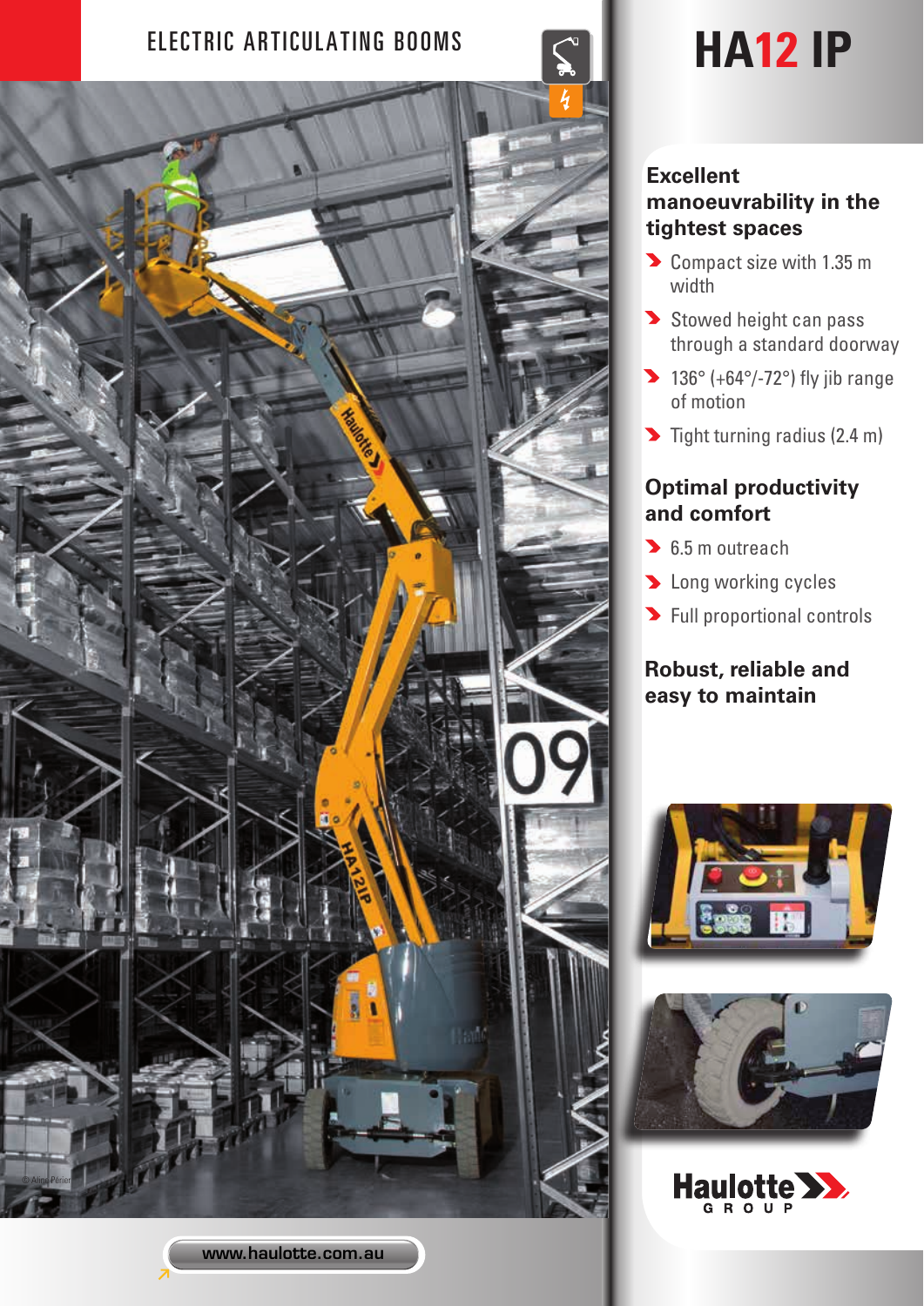ELECTRIC ARTICULATING BOOMS

# HA12 IP

## Excellent manoeuvrability in the tightest spaces

- Compact size with 1.35 m width
- Stowed height can pass through a standard doorway
- 136° (+64°/-72°) fly jib range of motion
- Tight turning radius (2.4 m)

## Optimal productivity and comfort

- 6.5 m outreach
- Long working cycles
- Full proportional controls

## Robust, reliable and easy to maintain

www.haulotte.com.au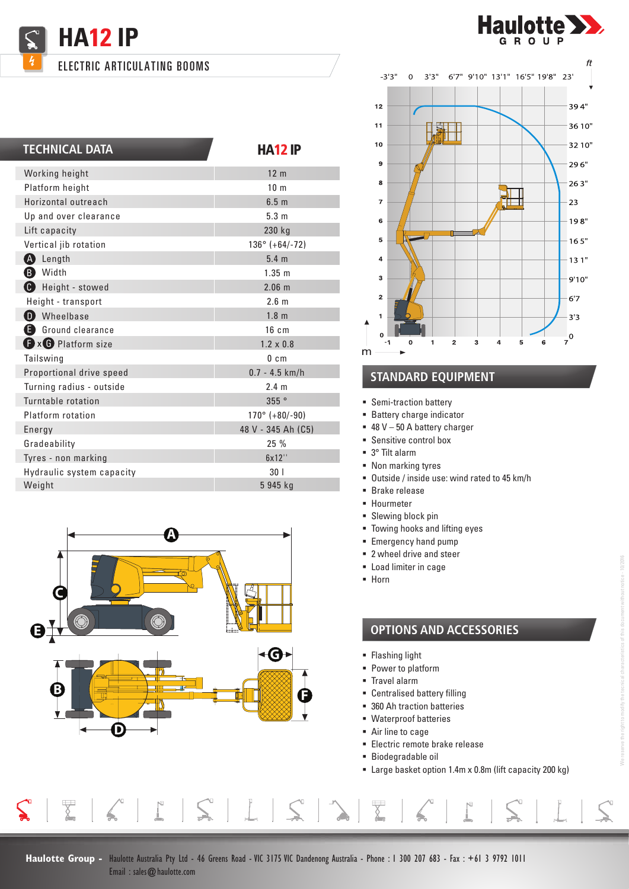# HA12 IP

ELECTRIC ARTICULATING BOOMS

## TECHNICAL DATA

| TECHNICAL DATA | HA12 IP |
|---|---|
| Working height | 12 m |
| Platform height | 10 m |
| Horizontal outreach | 6.5 m |
| Up and over clearance | 5.3 m |
| Lift capacity | 230 kg |
| Vertical jib rotation | 136° (+64/-72) |
| A Length | 5.4 m |
| B Width | 1.35 m |
| C Height - stowed | 2.06 m |
| Height - transport | 2.6 m |
| D Wheelbase | 1.8 m |
| E Ground clearance | 16 cm |
| F x G Platform size | 1.2 x 0.8 |
| Tailswing | 0 cm |
| Proportional drive speed | 0.7 - 4.5 km/h |
| Turning radius - outside | 2.4 m |
| Turntable rotation | 355 ° |
| Platform rotation | 170° (+80/-90) |
| Energy | 48 V - 345 Ah (C5) |
| Gradeability | 25 % |
| Tyres - non marking | 6x12'' |
| Hydraulic system capacity | 30 l |
| Weight | 5 945 kg |

ft

-3'3" 0 3'3" 6'7" 9'10" 13'1" 16'5" 19'8" 23'

12 11 10 9 8 7 6 5 4 3 2 1 0

39 4" 36 10" 32 10" 29 6" 26 3" 23 19 8" 16 5" 13 1" 9'10" 6'7 3'3 0

-1 0 1 2 3 4 5 6 7

m

## STANDARD EQUIPMENT

- Semi-traction battery
- Battery charge indicator
- 48 V – 50 A battery charger
- Sensitive control box
- 3° Tilt alarm
- Non marking tyres
- Outside / inside use: wind rated to 45 km/h
- Brake release
- Hourmeter
- Slewing block pin
- Towing hooks and lifting eyes
- Emergency hand pump
- 2 wheel drive and steer
- Load limiter in cage
- Horn

## OPTIONS AND ACCESSORIES

- Flashing light
- Power to platform
- Travel alarm
- Centralised battery filling
- 360 Ah traction batteries
- Waterproof batteries
- Air line to cage
- Electric remote brake release
- Biodegradable oil
- Large basket option 1.4m x 0.8m (lift capacity 200 kg)

**Haulotte Group -** Haulotte Australia Pty Ltd - 46 Greens Road - VIC 3175 VIC Dandenong Australia - Phone : 1 300 207 683 - Fax : +61 3 9792 1011
Email : sales@haulotte.com